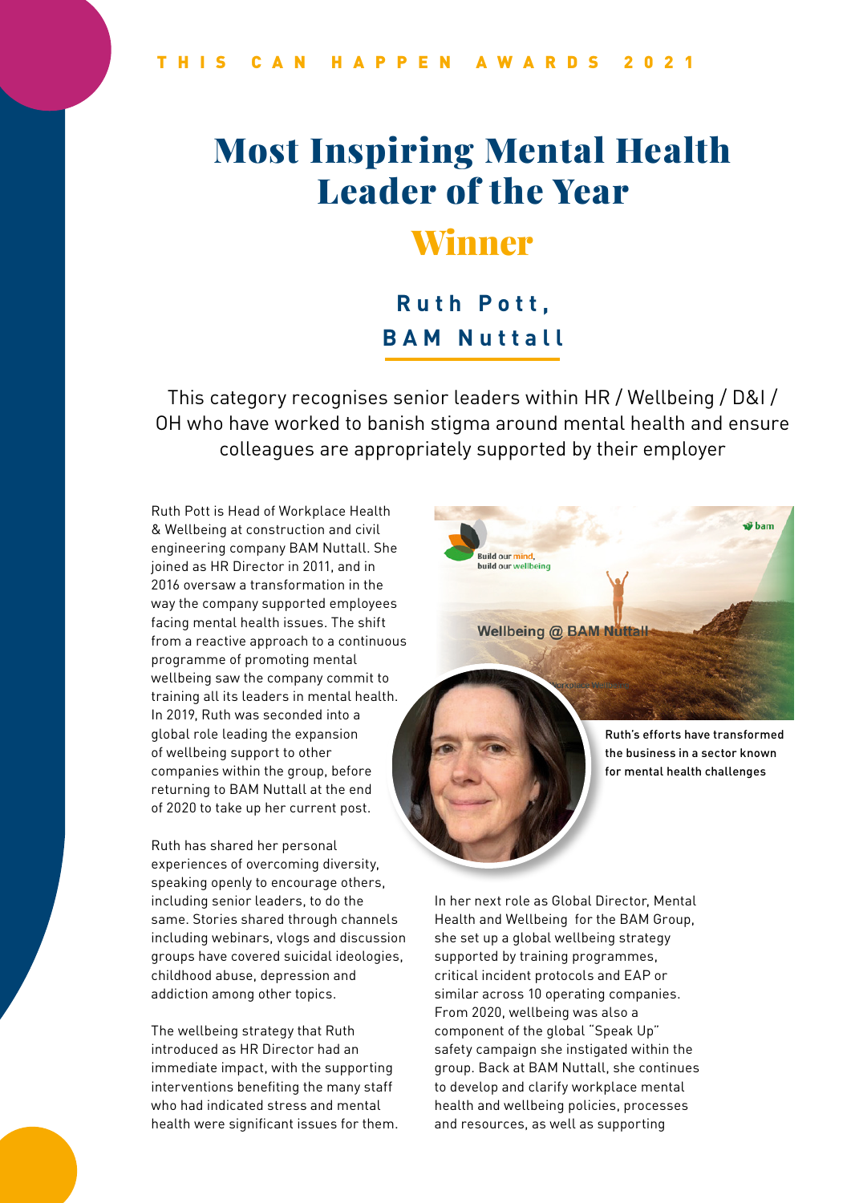THIS CAN HAPPEN AWARDS 2021

# Most Inspiring Mental Health Leader of the Year

## Winner

### Ruth Pott, BAM Nuttall

This category recognises senior leaders within HR / Wellbeing / D&I / OH who have worked to banish stigma around mental health and ensure colleagues are appropriately supported by their employer

Ruth Pott is Head of Workplace Health & Wellbeing at construction and civil engineering company BAM Nuttall. She joined as HR Director in 2011, and in 2016 oversaw a transformation in the way the company supported employees facing mental health issues. The shift from a reactive approach to a continuous programme of promoting mental wellbeing saw the company commit to training all its leaders in mental health. In 2019, Ruth was seconded into a global role leading the expansion of wellbeing support to other companies within the group, before returning to BAM Nuttall at the end of 2020 to take up her current post.

Ruth has shared her personal experiences of overcoming diversity, speaking openly to encourage others, including senior leaders, to do the same. Stories shared through channels including webinars, vlogs and discussion groups have covered suicidal ideologies, childhood abuse, depression and addiction among other topics.

The wellbeing strategy that Ruth introduced as HR Director had an immediate impact, with the supporting interventions benefiting the many staff who had indicated stress and mental health were significant issues for them.

Ruth's efforts have transformed the business in a sector known for mental health challenges

In her next role as Global Director, Mental Health and Wellbeing for the BAM Group, she set up a global wellbeing strategy supported by training programmes, critical incident protocols and EAP or similar across 10 operating companies. From 2020, wellbeing was also a component of the global "Speak Up" safety campaign she instigated within the group. Back at BAM Nuttall, she continues to develop and clarify workplace mental health and wellbeing policies, processes and resources, as well as supporting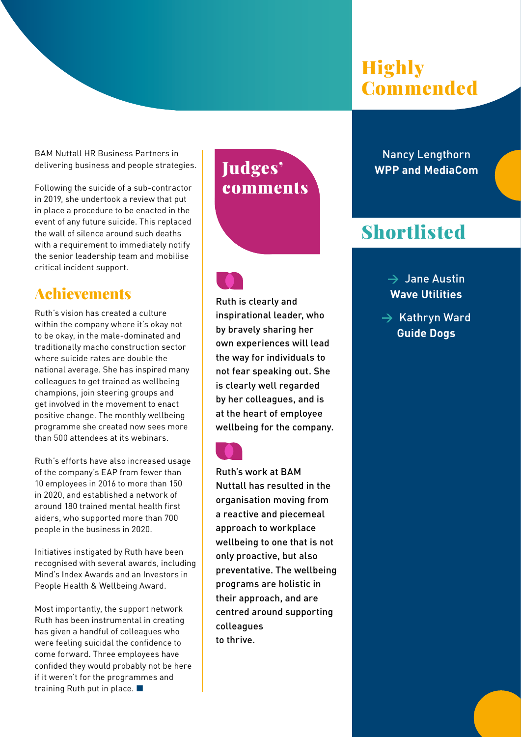BAM Nuttall HR Business Partners in delivering business and people strategies.

Following the suicide of a sub-contractor in 2019, she undertook a review that put in place a procedure to be enacted in the event of any future suicide. This replaced the wall of silence around such deaths with a requirement to immediately notify the senior leadership team and mobilise critical incident support.

## Achievements

Ruth's vision has created a culture within the company where it's okay not to be okay, in the male-dominated and traditionally macho construction sector where suicide rates are double the national average. She has inspired many colleagues to get trained as wellbeing champions, join steering groups and get involved in the movement to enact positive change. The monthly wellbeing programme she created now sees more than 500 attendees at its webinars.

Ruth's efforts have also increased usage of the company's EAP from fewer than 10 employees in 2016 to more than 150 in 2020, and established a network of around 180 trained mental health first aiders, who supported more than 700 people in the business in 2020.

Initiatives instigated by Ruth have been recognised with several awards, including Mind's Index Awards and an Investors in People Health & Wellbeing Award.

Most importantly, the support network Ruth has been instrumental in creating has given a handful of colleagues who were feeling suicidal the confidence to come forward. Three employees have confided they would probably not be here if it weren't for the programmes and training Ruth put in place. ■

## Judges' comments

Ruth is clearly and inspirational leader, who by bravely sharing her own experiences will lead the way for individuals to not fear speaking out. She is clearly well regarded by her colleagues, and is at the heart of employee wellbeing for the company.

Ruth's work at BAM Nuttall has resulted in the organisation moving from a reactive and piecemeal approach to workplace wellbeing to one that is not only proactive, but also preventative. The wellbeing programs are holistic in their approach, and are centred around supporting colleagues to thrive.

## Highly Commended

Nancy Lengthorn
**WPP and MediaCom**

## Shortlisted

→ Jane Austin
**Wave Utilities**

→ Kathryn Ward
**Guide Dogs**